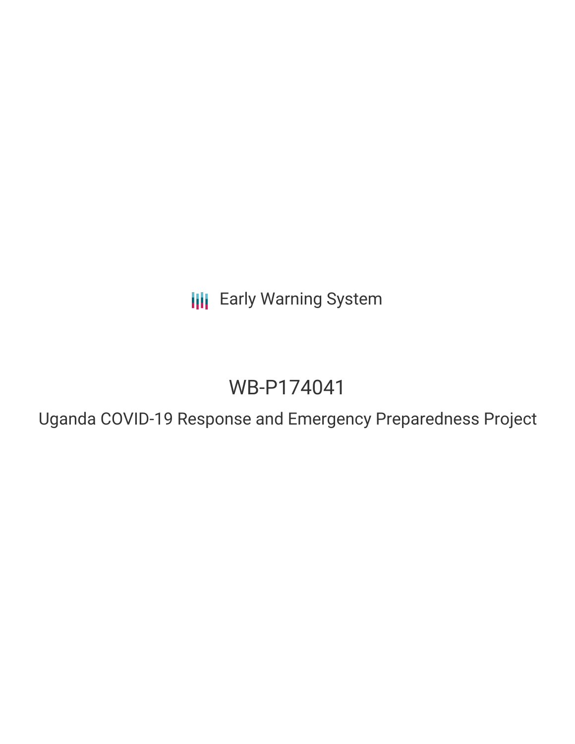Early Warning System

# WB-P174041

## Uganda COVID-19 Response and Emergency Preparedness Project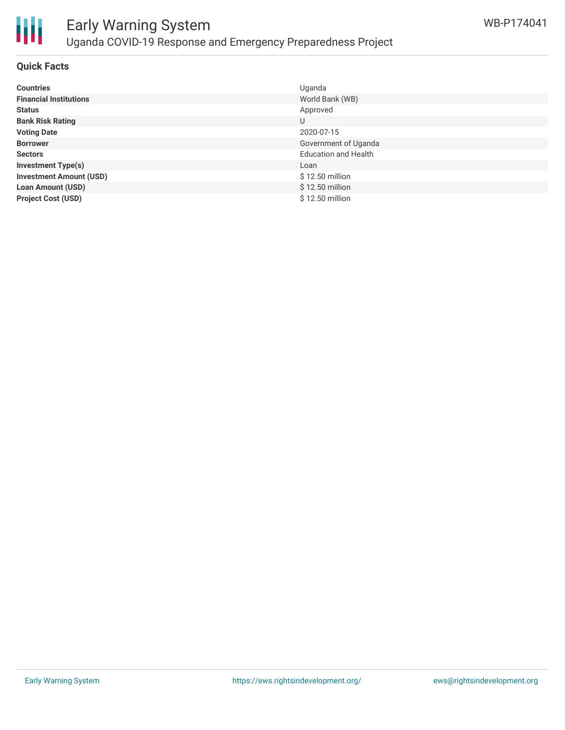## Quick Facts

| | |
|---|---|
| **Countries** | Uganda |
| **Financial Institutions** | World Bank (WB) |
| **Status** | Approved |
| **Bank Risk Rating** | U |
| **Voting Date** | 2020-07-15 |
| **Borrower** | Government of Uganda |
| **Sectors** | Education and Health |
| **Investment Type(s)** | Loan |
| **Investment Amount (USD)** | $ 12.50 million |
| **Loan Amount (USD)** | $ 12.50 million |
| **Project Cost (USD)** | $ 12.50 million |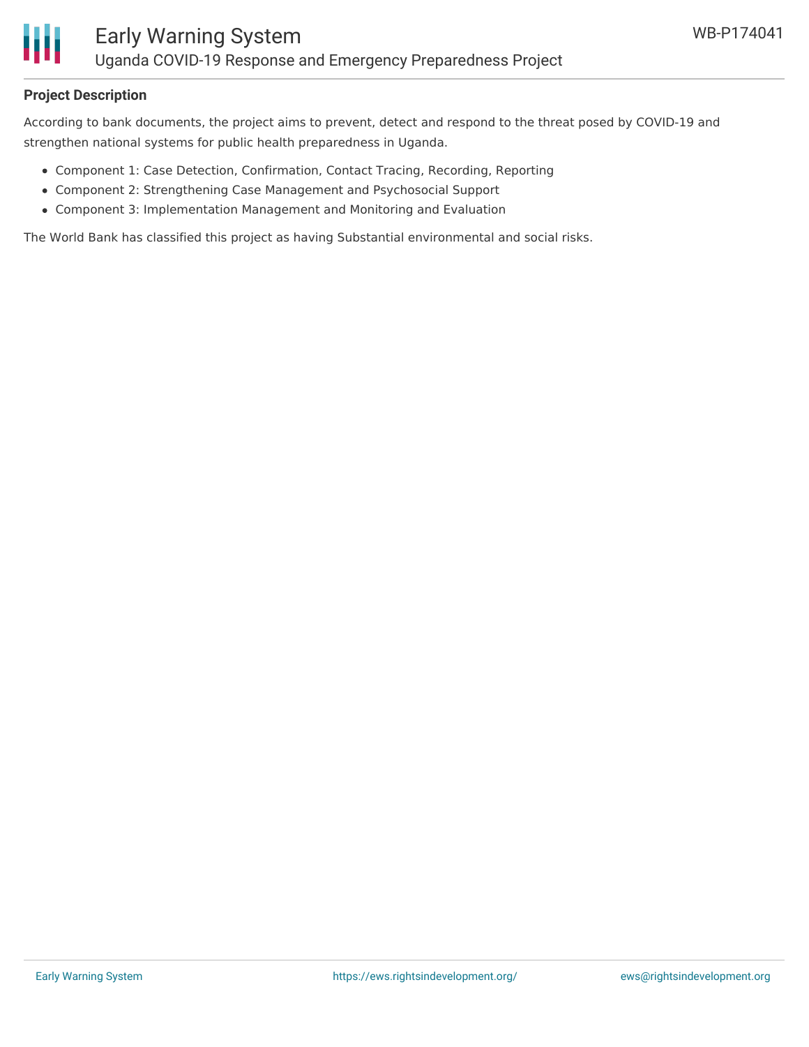**Project Description**

According to bank documents, the project aims to prevent, detect and respond to the threat posed by COVID-19 and strengthen national systems for public health preparedness in Uganda.

- Component 1: Case Detection, Confirmation, Contact Tracing, Recording, Reporting
- Component 2: Strengthening Case Management and Psychosocial Support
- Component 3: Implementation Management and Monitoring and Evaluation

The World Bank has classified this project as having Substantial environmental and social risks.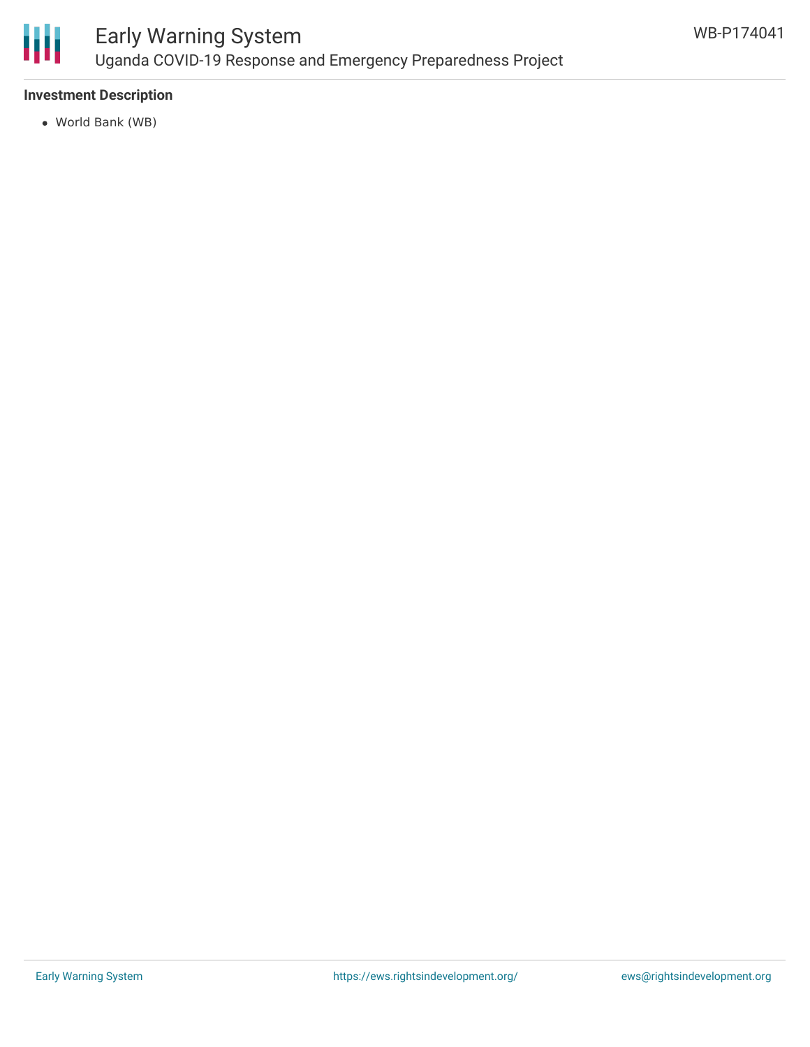### Investment Description

- World Bank (WB)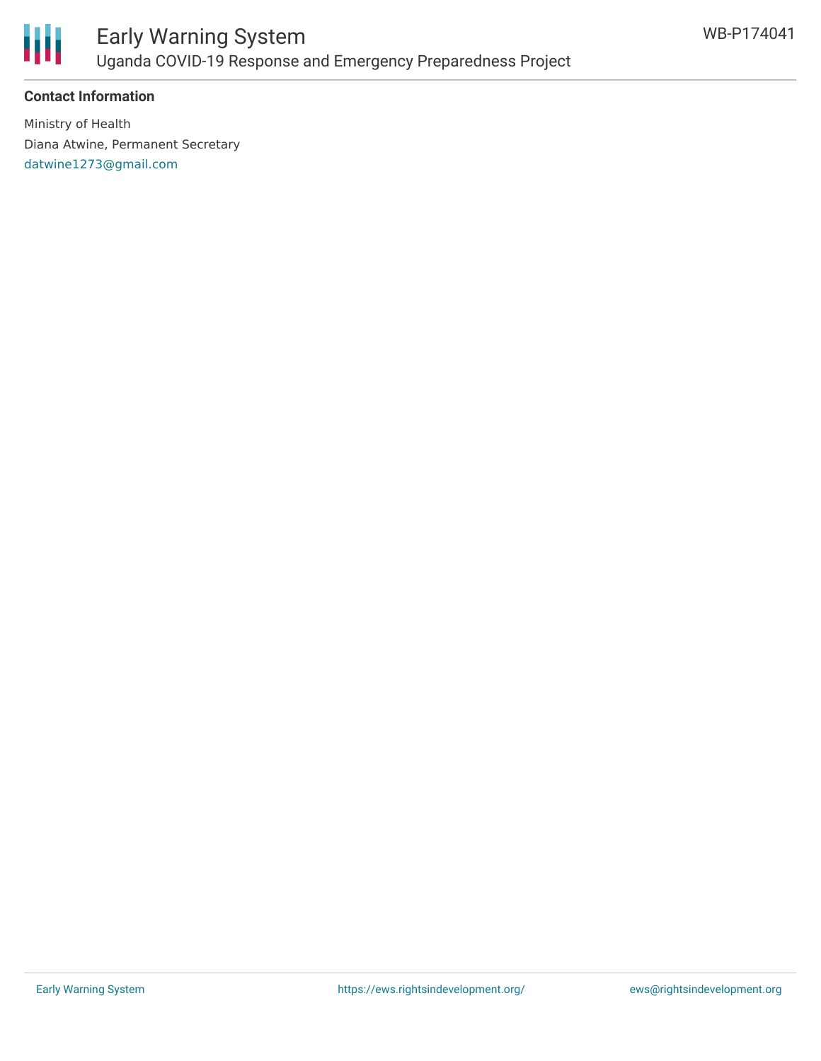### Contact Information

Ministry of Health

Diana Atwine, Permanent Secretary

datwine1273@gmail.com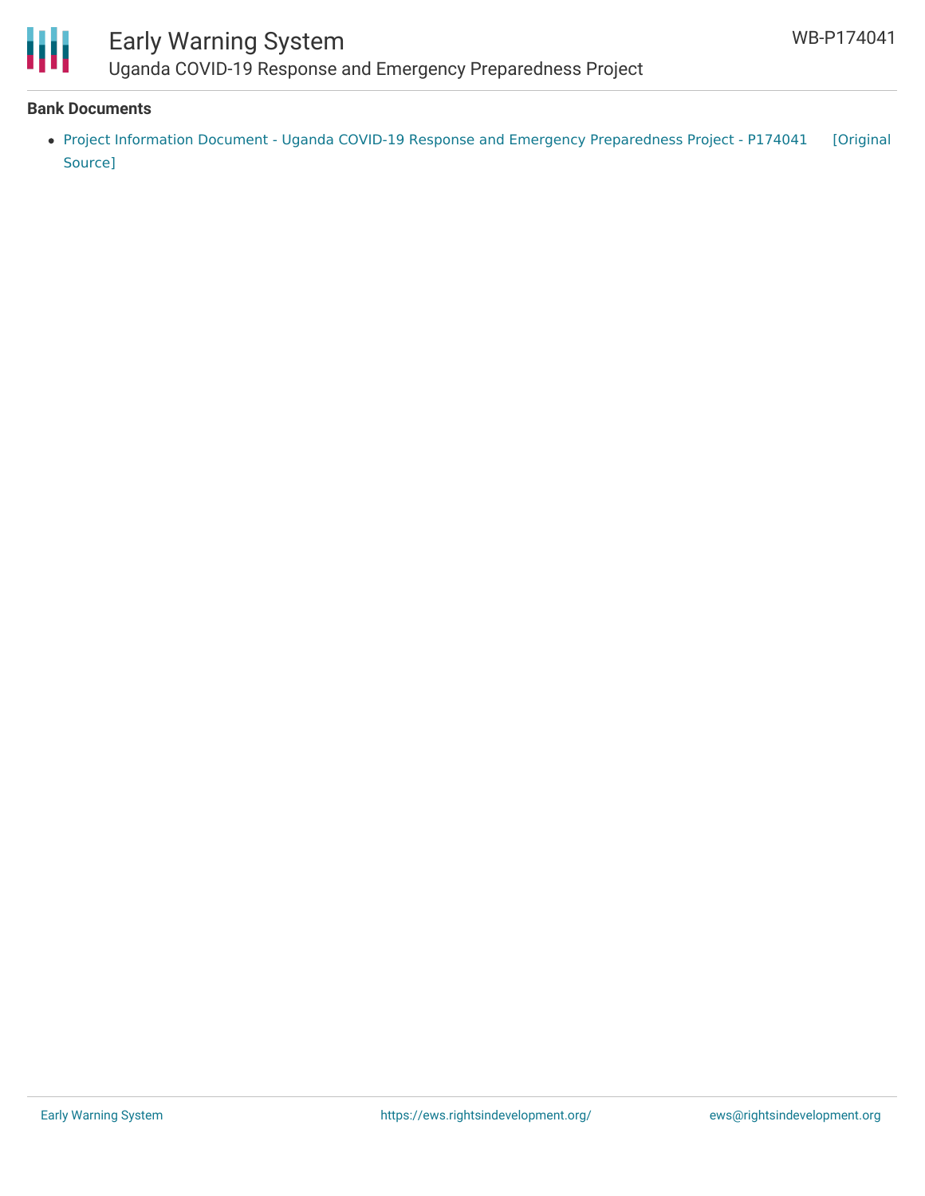**Bank Documents**

- Project Information Document - Uganda COVID-19 Response and Emergency Preparedness Project - P174041 [Original Source]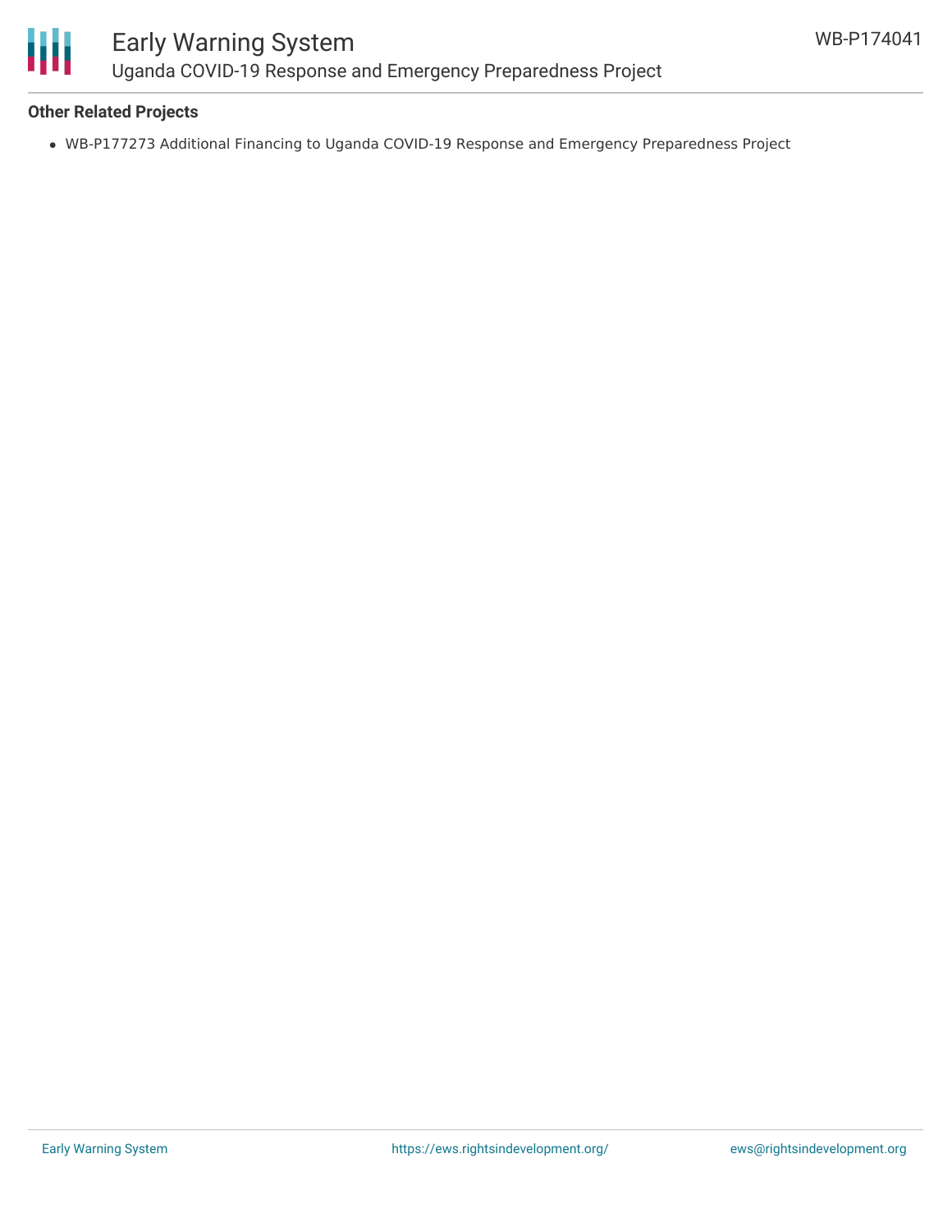**Other Related Projects**

- WB-P177273 Additional Financing to Uganda COVID-19 Response and Emergency Preparedness Project